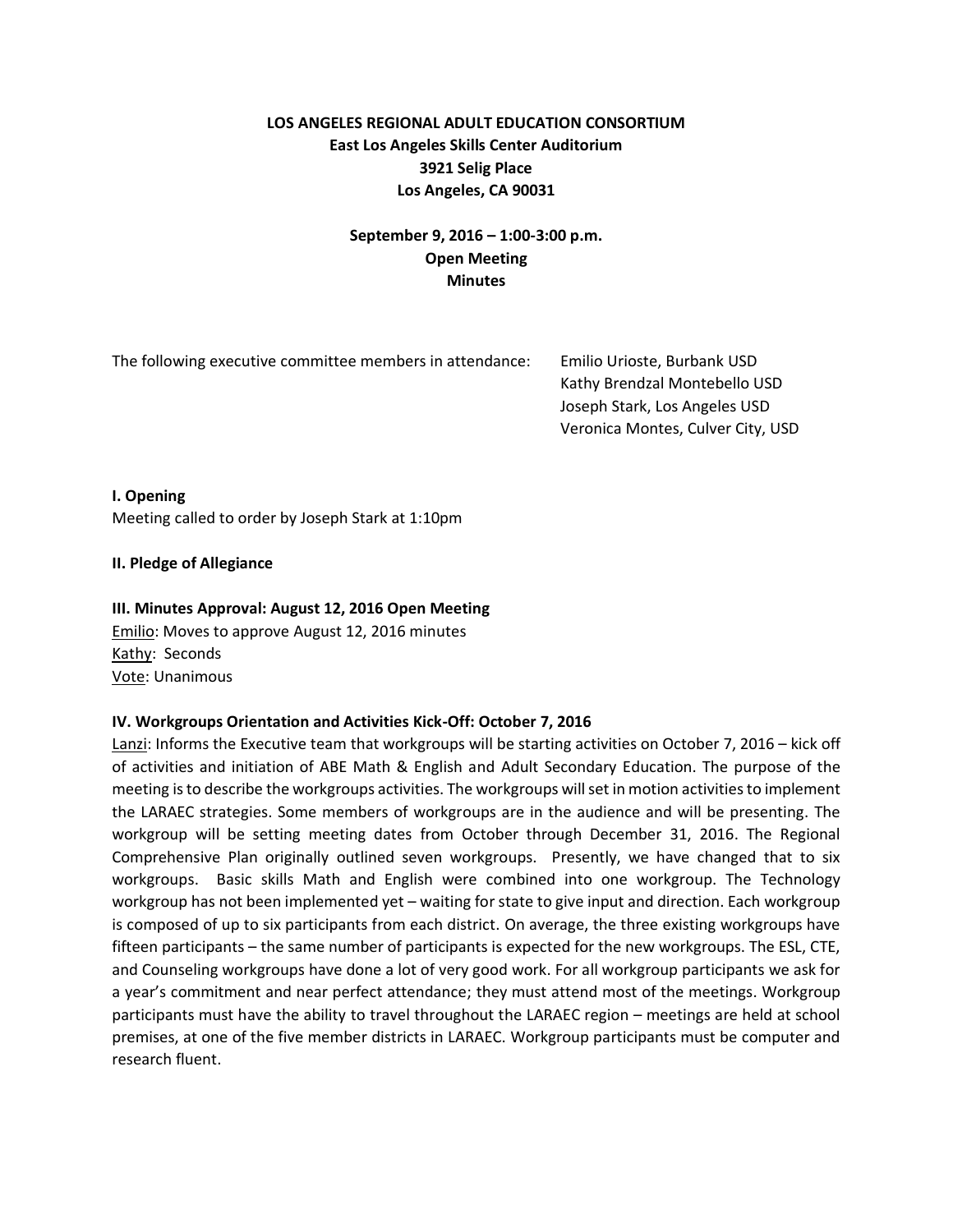**LOS ANGELES REGIONAL ADULT EDUCATION CONSORTIUM**
**East Los Angeles Skills Center Auditorium**
**3921 Selig Place**
**Los Angeles, CA 90031**

**September 9, 2016 – 1:00-3:00 p.m.**
**Open Meeting**
**Minutes**

The following executive committee members in attendance:

Emilio Urioste, Burbank USD
Kathy Brendzal Montebello USD
Joseph Stark, Los Angeles USD
Veronica Montes, Culver City, USD

**I. Opening**

Meeting called to order by Joseph Stark at 1:10pm

**II. Pledge of Allegiance**

**III. Minutes Approval: August 12, 2016 Open Meeting**

Emilio: Moves to approve August 12, 2016 minutes
Kathy: Seconds
Vote: Unanimous

**IV. Workgroups Orientation and Activities Kick-Off: October 7, 2016**

Lanzi: Informs the Executive team that workgroups will be starting activities on October 7, 2016 – kick off of activities and initiation of ABE Math & English and Adult Secondary Education. The purpose of the meeting is to describe the workgroups activities. The workgroups will set in motion activities to implement the LARAEC strategies. Some members of workgroups are in the audience and will be presenting. The workgroup will be setting meeting dates from October through December 31, 2016. The Regional Comprehensive Plan originally outlined seven workgroups. Presently, we have changed that to six workgroups. Basic skills Math and English were combined into one workgroup. The Technology workgroup has not been implemented yet – waiting for state to give input and direction. Each workgroup is composed of up to six participants from each district. On average, the three existing workgroups have fifteen participants – the same number of participants is expected for the new workgroups. The ESL, CTE, and Counseling workgroups have done a lot of very good work. For all workgroup participants we ask for a year's commitment and near perfect attendance; they must attend most of the meetings. Workgroup participants must have the ability to travel throughout the LARAEC region – meetings are held at school premises, at one of the five member districts in LARAEC. Workgroup participants must be computer and research fluent.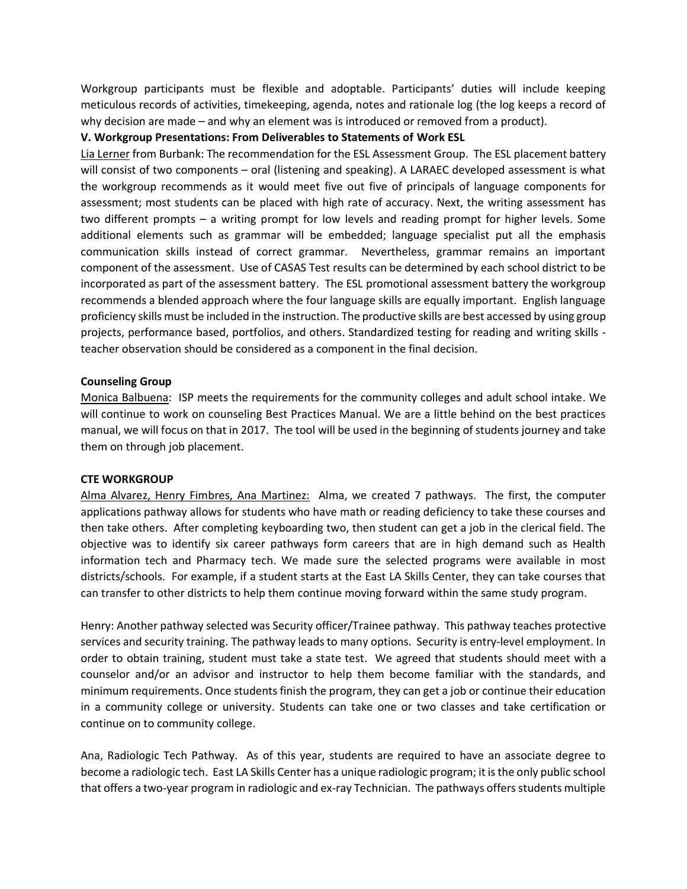Workgroup participants must be flexible and adoptable. Participants' duties will include keeping meticulous records of activities, timekeeping, agenda, notes and rationale log (the log keeps a record of why decision are made – and why an element was is introduced or removed from a product).

**V. Workgroup Presentations: From Deliverables to Statements of Work ESL**

Lia Lerner from Burbank: The recommendation for the ESL Assessment Group. The ESL placement battery will consist of two components – oral (listening and speaking). A LARAEC developed assessment is what the workgroup recommends as it would meet five out five of principals of language components for assessment; most students can be placed with high rate of accuracy. Next, the writing assessment has two different prompts – a writing prompt for low levels and reading prompt for higher levels. Some additional elements such as grammar will be embedded; language specialist put all the emphasis communication skills instead of correct grammar. Nevertheless, grammar remains an important component of the assessment. Use of CASAS Test results can be determined by each school district to be incorporated as part of the assessment battery. The ESL promotional assessment battery the workgroup recommends a blended approach where the four language skills are equally important. English language proficiency skills must be included in the instruction. The productive skills are best accessed by using group projects, performance based, portfolios, and others. Standardized testing for reading and writing skills - teacher observation should be considered as a component in the final decision.

**Counseling Group**

Monica Balbuena: ISP meets the requirements for the community colleges and adult school intake. We will continue to work on counseling Best Practices Manual. We are a little behind on the best practices manual, we will focus on that in 2017. The tool will be used in the beginning of students journey and take them on through job placement.

**CTE WORKGROUP**

Alma Alvarez, Henry Fimbres, Ana Martinez: Alma, we created 7 pathways. The first, the computer applications pathway allows for students who have math or reading deficiency to take these courses and then take others. After completing keyboarding two, then student can get a job in the clerical field. The objective was to identify six career pathways form careers that are in high demand such as Health information tech and Pharmacy tech. We made sure the selected programs were available in most districts/schools. For example, if a student starts at the East LA Skills Center, they can take courses that can transfer to other districts to help them continue moving forward within the same study program.

Henry: Another pathway selected was Security officer/Trainee pathway. This pathway teaches protective services and security training. The pathway leads to many options. Security is entry-level employment. In order to obtain training, student must take a state test. We agreed that students should meet with a counselor and/or an advisor and instructor to help them become familiar with the standards, and minimum requirements. Once students finish the program, they can get a job or continue their education in a community college or university. Students can take one or two classes and take certification or continue on to community college.

Ana, Radiologic Tech Pathway. As of this year, students are required to have an associate degree to become a radiologic tech. East LA Skills Center has a unique radiologic program; it is the only public school that offers a two-year program in radiologic and ex-ray Technician. The pathways offers students multiple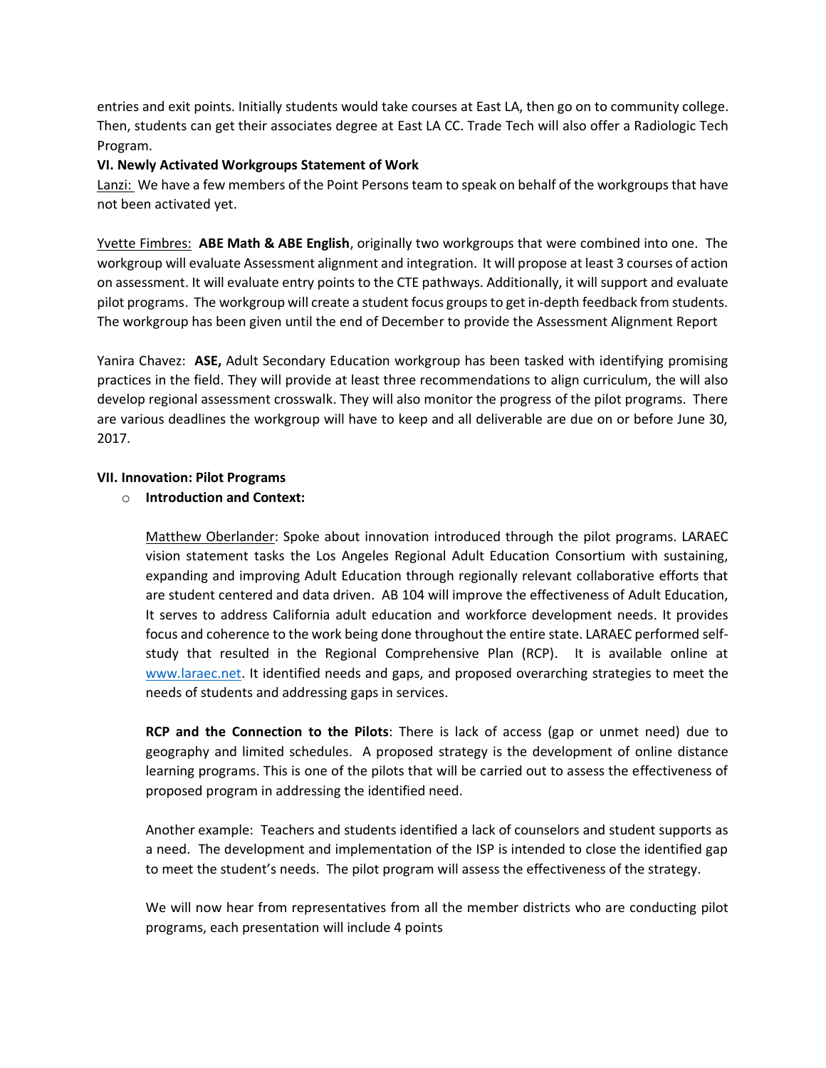entries and exit points. Initially students would take courses at East LA, then go on to community college. Then, students can get their associates degree at East LA CC. Trade Tech will also offer a Radiologic Tech Program.

**VI. Newly Activated Workgroups Statement of Work**

Lanzi: We have a few members of the Point Persons team to speak on behalf of the workgroups that have not been activated yet.

Yvette Fimbres: **ABE Math & ABE English**, originally two workgroups that were combined into one. The workgroup will evaluate Assessment alignment and integration. It will propose at least 3 courses of action on assessment. It will evaluate entry points to the CTE pathways. Additionally, it will support and evaluate pilot programs. The workgroup will create a student focus groups to get in-depth feedback from students. The workgroup has been given until the end of December to provide the Assessment Alignment Report

Yanira Chavez: **ASE,** Adult Secondary Education workgroup has been tasked with identifying promising practices in the field. They will provide at least three recommendations to align curriculum, the will also develop regional assessment crosswalk. They will also monitor the progress of the pilot programs. There are various deadlines the workgroup will have to keep and all deliverable are due on or before June 30, 2017.

**VII. Innovation: Pilot Programs**

- **Introduction and Context:**

  Matthew Oberlander: Spoke about innovation introduced through the pilot programs. LARAEC vision statement tasks the Los Angeles Regional Adult Education Consortium with sustaining, expanding and improving Adult Education through regionally relevant collaborative efforts that are student centered and data driven. AB 104 will improve the effectiveness of Adult Education, It serves to address California adult education and workforce development needs. It provides focus and coherence to the work being done throughout the entire state. LARAEC performed self-study that resulted in the Regional Comprehensive Plan (RCP). It is available online at www.laraec.net. It identified needs and gaps, and proposed overarching strategies to meet the needs of students and addressing gaps in services.

  **RCP and the Connection to the Pilots**: There is lack of access (gap or unmet need) due to geography and limited schedules. A proposed strategy is the development of online distance learning programs. This is one of the pilots that will be carried out to assess the effectiveness of proposed program in addressing the identified need.

  Another example: Teachers and students identified a lack of counselors and student supports as a need. The development and implementation of the ISP is intended to close the identified gap to meet the student's needs. The pilot program will assess the effectiveness of the strategy.

  We will now hear from representatives from all the member districts who are conducting pilot programs, each presentation will include 4 points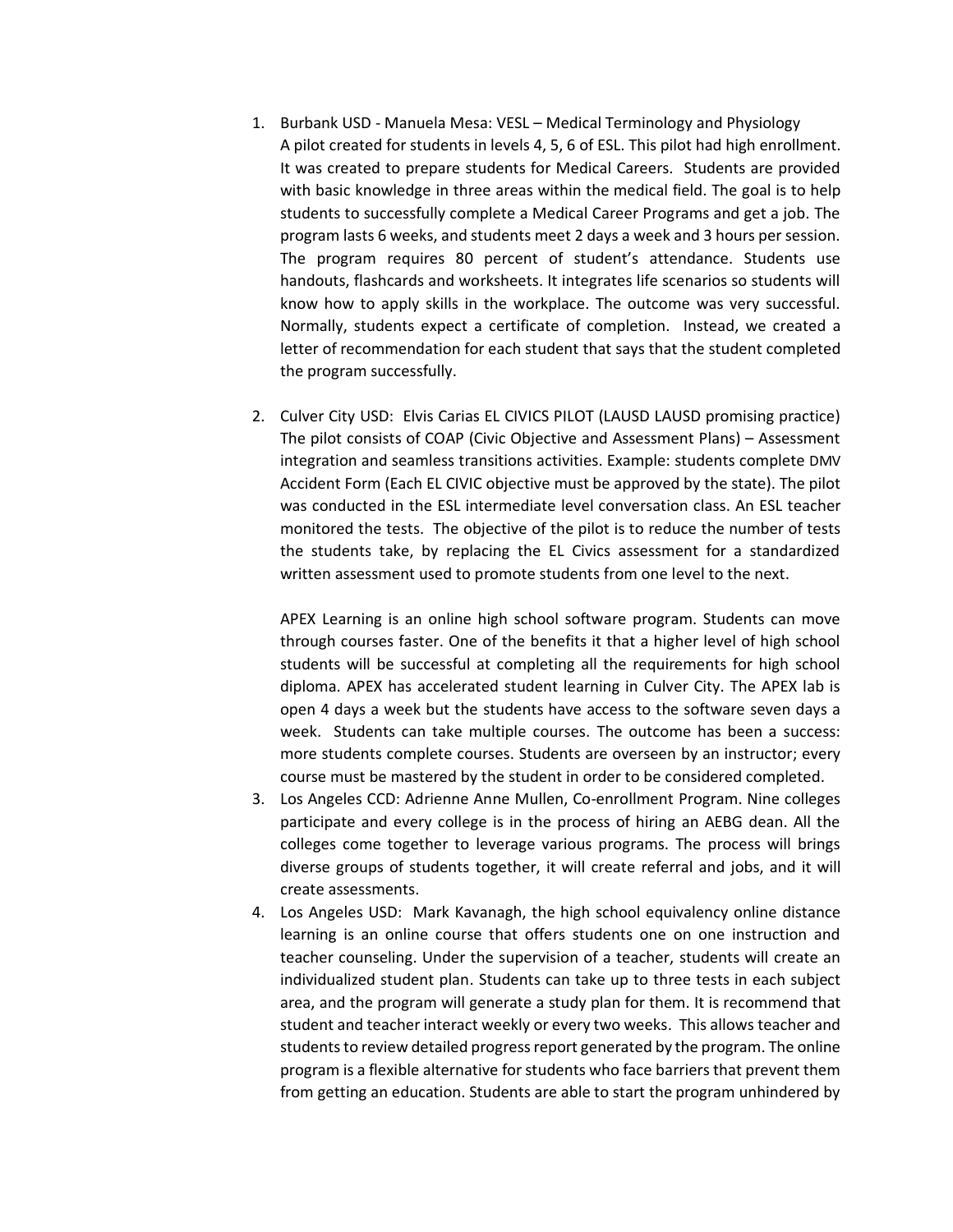1. Burbank USD - Manuela Mesa: VESL – Medical Terminology and Physiology
   A pilot created for students in levels 4, 5, 6 of ESL. This pilot had high enrollment. It was created to prepare students for Medical Careers. Students are provided with basic knowledge in three areas within the medical field. The goal is to help students to successfully complete a Medical Career Programs and get a job. The program lasts 6 weeks, and students meet 2 days a week and 3 hours per session. The program requires 80 percent of student's attendance. Students use handouts, flashcards and worksheets. It integrates life scenarios so students will know how to apply skills in the workplace. The outcome was very successful. Normally, students expect a certificate of completion. Instead, we created a letter of recommendation for each student that says that the student completed the program successfully.

2. Culver City USD: Elvis Carias EL CIVICS PILOT (LAUSD LAUSD promising practice) The pilot consists of COAP (Civic Objective and Assessment Plans) – Assessment integration and seamless transitions activities. Example: students complete DMV Accident Form (Each EL CIVIC objective must be approved by the state). The pilot was conducted in the ESL intermediate level conversation class. An ESL teacher monitored the tests. The objective of the pilot is to reduce the number of tests the students take, by replacing the EL Civics assessment for a standardized written assessment used to promote students from one level to the next.

   APEX Learning is an online high school software program. Students can move through courses faster. One of the benefits it that a higher level of high school students will be successful at completing all the requirements for high school diploma. APEX has accelerated student learning in Culver City. The APEX lab is open 4 days a week but the students have access to the software seven days a week. Students can take multiple courses. The outcome has been a success: more students complete courses. Students are overseen by an instructor; every course must be mastered by the student in order to be considered completed.
3. Los Angeles CCD: Adrienne Anne Mullen, Co-enrollment Program. Nine colleges participate and every college is in the process of hiring an AEBG dean. All the colleges come together to leverage various programs. The process will brings diverse groups of students together, it will create referral and jobs, and it will create assessments.
4. Los Angeles USD: Mark Kavanagh, the high school equivalency online distance learning is an online course that offers students one on one instruction and teacher counseling. Under the supervision of a teacher, students will create an individualized student plan. Students can take up to three tests in each subject area, and the program will generate a study plan for them. It is recommend that student and teacher interact weekly or every two weeks. This allows teacher and students to review detailed progress report generated by the program. The online program is a flexible alternative for students who face barriers that prevent them from getting an education. Students are able to start the program unhindered by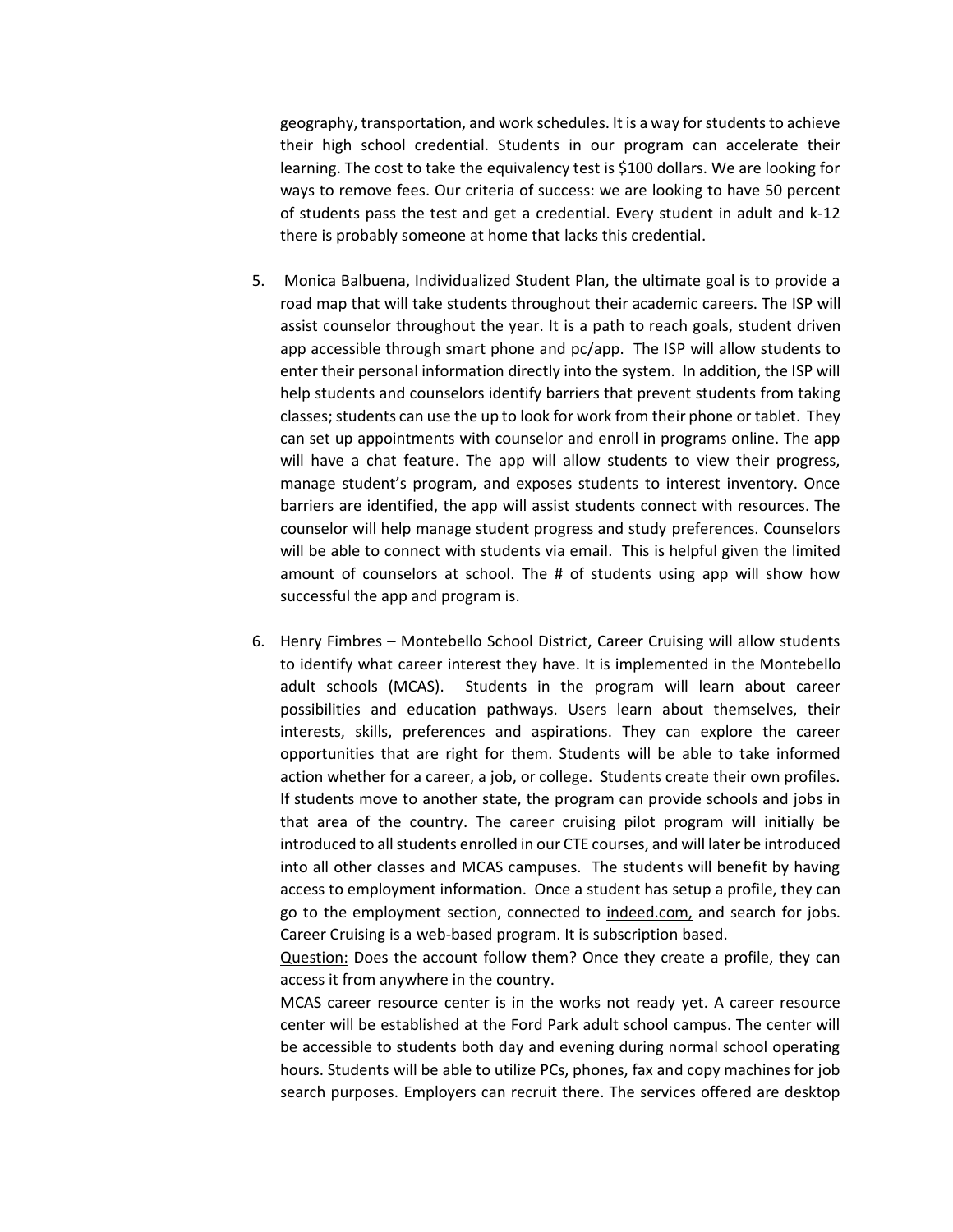geography, transportation, and work schedules. It is a way for students to achieve their high school credential. Students in our program can accelerate their learning. The cost to take the equivalency test is $100 dollars. We are looking for ways to remove fees. Our criteria of success: we are looking to have 50 percent of students pass the test and get a credential. Every student in adult and k-12 there is probably someone at home that lacks this credential.

5. Monica Balbuena, Individualized Student Plan, the ultimate goal is to provide a road map that will take students throughout their academic careers. The ISP will assist counselor throughout the year. It is a path to reach goals, student driven app accessible through smart phone and pc/app. The ISP will allow students to enter their personal information directly into the system. In addition, the ISP will help students and counselors identify barriers that prevent students from taking classes; students can use the up to look for work from their phone or tablet. They can set up appointments with counselor and enroll in programs online. The app will have a chat feature. The app will allow students to view their progress, manage student's program, and exposes students to interest inventory. Once barriers are identified, the app will assist students connect with resources. The counselor will help manage student progress and study preferences. Counselors will be able to connect with students via email. This is helpful given the limited amount of counselors at school. The # of students using app will show how successful the app and program is.

6. Henry Fimbres – Montebello School District, Career Cruising will allow students to identify what career interest they have. It is implemented in the Montebello adult schools (MCAS). Students in the program will learn about career possibilities and education pathways. Users learn about themselves, their interests, skills, preferences and aspirations. They can explore the career opportunities that are right for them. Students will be able to take informed action whether for a career, a job, or college. Students create their own profiles. If students move to another state, the program can provide schools and jobs in that area of the country. The career cruising pilot program will initially be introduced to all students enrolled in our CTE courses, and will later be introduced into all other classes and MCAS campuses. The students will benefit by having access to employment information. Once a student has setup a profile, they can go to the employment section, connected to indeed.com, and search for jobs. Career Cruising is a web-based program. It is subscription based.

   Question: Does the account follow them? Once they create a profile, they can access it from anywhere in the country.

   MCAS career resource center is in the works not ready yet. A career resource center will be established at the Ford Park adult school campus. The center will be accessible to students both day and evening during normal school operating hours. Students will be able to utilize PCs, phones, fax and copy machines for job search purposes. Employers can recruit there. The services offered are desktop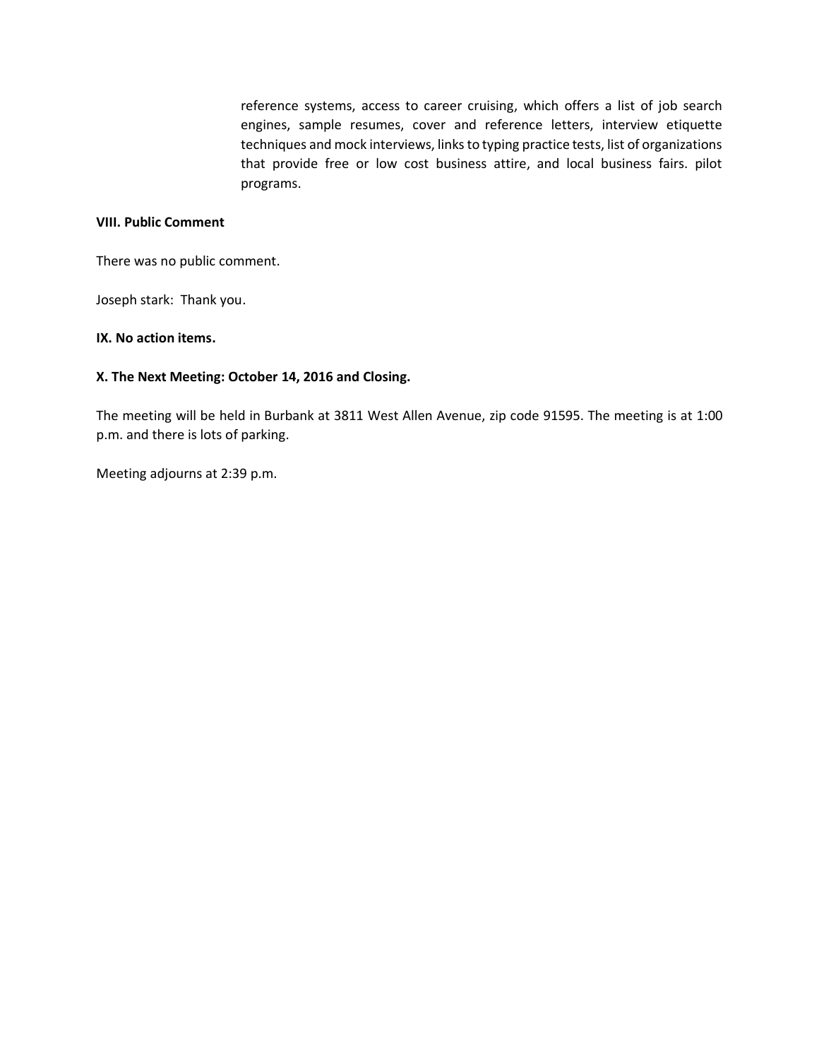reference systems, access to career cruising, which offers a list of job search engines, sample resumes, cover and reference letters, interview etiquette techniques and mock interviews, links to typing practice tests, list of organizations that provide free or low cost business attire, and local business fairs. pilot programs.

**VIII. Public Comment**

There was no public comment.

Joseph stark: Thank you.

**IX. No action items.**

**X. The Next Meeting: October 14, 2016 and Closing.**

The meeting will be held in Burbank at 3811 West Allen Avenue, zip code 91595. The meeting is at 1:00 p.m. and there is lots of parking.

Meeting adjourns at 2:39 p.m.